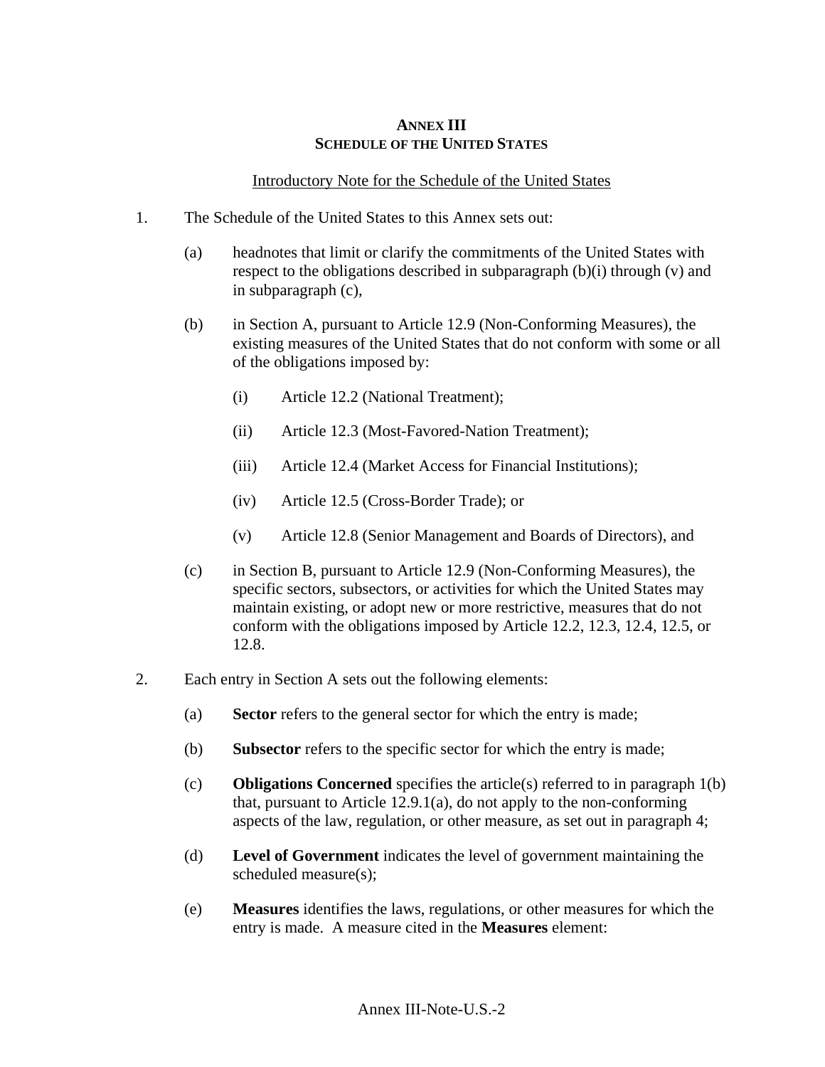# ANNEX III
# SCHEDULE OF THE UNITED STATES

Introductory Note for the Schedule of the United States

1. The Schedule of the United States to this Annex sets out:

   (a) headnotes that limit or clarify the commitments of the United States with respect to the obligations described in subparagraph (b)(i) through (v) and in subparagraph (c),

   (b) in Section A, pursuant to Article 12.9 (Non-Conforming Measures), the existing measures of the United States that do not conform with some or all of the obligations imposed by:

      (i) Article 12.2 (National Treatment);

      (ii) Article 12.3 (Most-Favored-Nation Treatment);

      (iii) Article 12.4 (Market Access for Financial Institutions);

      (iv) Article 12.5 (Cross-Border Trade); or

      (v) Article 12.8 (Senior Management and Boards of Directors), and

   (c) in Section B, pursuant to Article 12.9 (Non-Conforming Measures), the specific sectors, subsectors, or activities for which the United States may maintain existing, or adopt new or more restrictive, measures that do not conform with the obligations imposed by Article 12.2, 12.3, 12.4, 12.5, or 12.8.

2. Each entry in Section A sets out the following elements:

   (a) **Sector** refers to the general sector for which the entry is made;

   (b) **Subsector** refers to the specific sector for which the entry is made;

   (c) **Obligations Concerned** specifies the article(s) referred to in paragraph 1(b) that, pursuant to Article 12.9.1(a), do not apply to the non-conforming aspects of the law, regulation, or other measure, as set out in paragraph 4;

   (d) **Level of Government** indicates the level of government maintaining the scheduled measure(s);

   (e) **Measures** identifies the laws, regulations, or other measures for which the entry is made. A measure cited in the **Measures** element: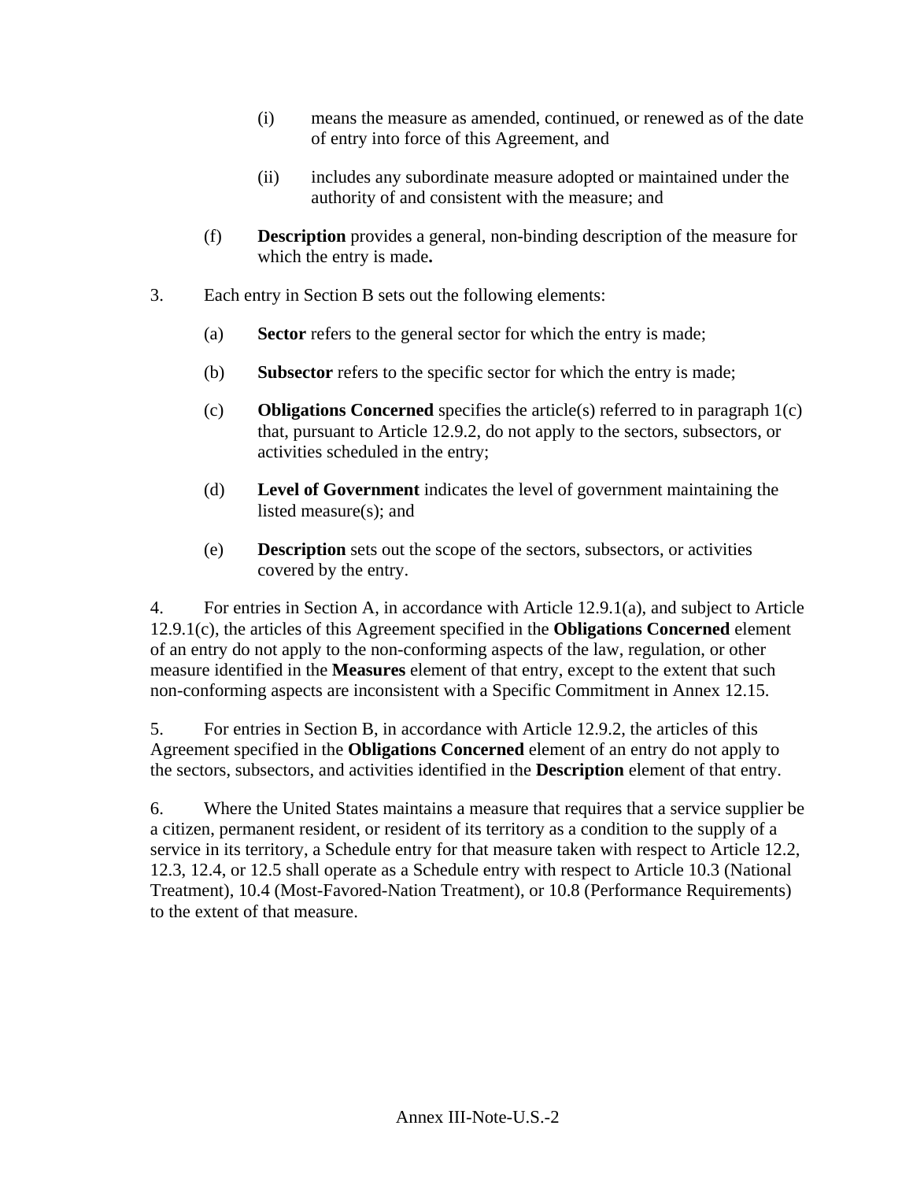(i) means the measure as amended, continued, or renewed as of the date of entry into force of this Agreement, and

(ii) includes any subordinate measure adopted or maintained under the authority of and consistent with the measure; and

(f) **Description** provides a general, non-binding description of the measure for which the entry is made**.**

3. Each entry in Section B sets out the following elements:

(a) **Sector** refers to the general sector for which the entry is made;

(b) **Subsector** refers to the specific sector for which the entry is made;

(c) **Obligations Concerned** specifies the article(s) referred to in paragraph 1(c) that, pursuant to Article 12.9.2, do not apply to the sectors, subsectors, or activities scheduled in the entry;

(d) **Level of Government** indicates the level of government maintaining the listed measure(s); and

(e) **Description** sets out the scope of the sectors, subsectors, or activities covered by the entry.

4. For entries in Section A, in accordance with Article 12.9.1(a), and subject to Article 12.9.1(c), the articles of this Agreement specified in the **Obligations Concerned** element of an entry do not apply to the non-conforming aspects of the law, regulation, or other measure identified in the **Measures** element of that entry, except to the extent that such non-conforming aspects are inconsistent with a Specific Commitment in Annex 12.15.

5. For entries in Section B, in accordance with Article 12.9.2, the articles of this Agreement specified in the **Obligations Concerned** element of an entry do not apply to the sectors, subsectors, and activities identified in the **Description** element of that entry.

6. Where the United States maintains a measure that requires that a service supplier be a citizen, permanent resident, or resident of its territory as a condition to the supply of a service in its territory, a Schedule entry for that measure taken with respect to Article 12.2, 12.3, 12.4, or 12.5 shall operate as a Schedule entry with respect to Article 10.3 (National Treatment), 10.4 (Most-Favored-Nation Treatment), or 10.8 (Performance Requirements) to the extent of that measure.